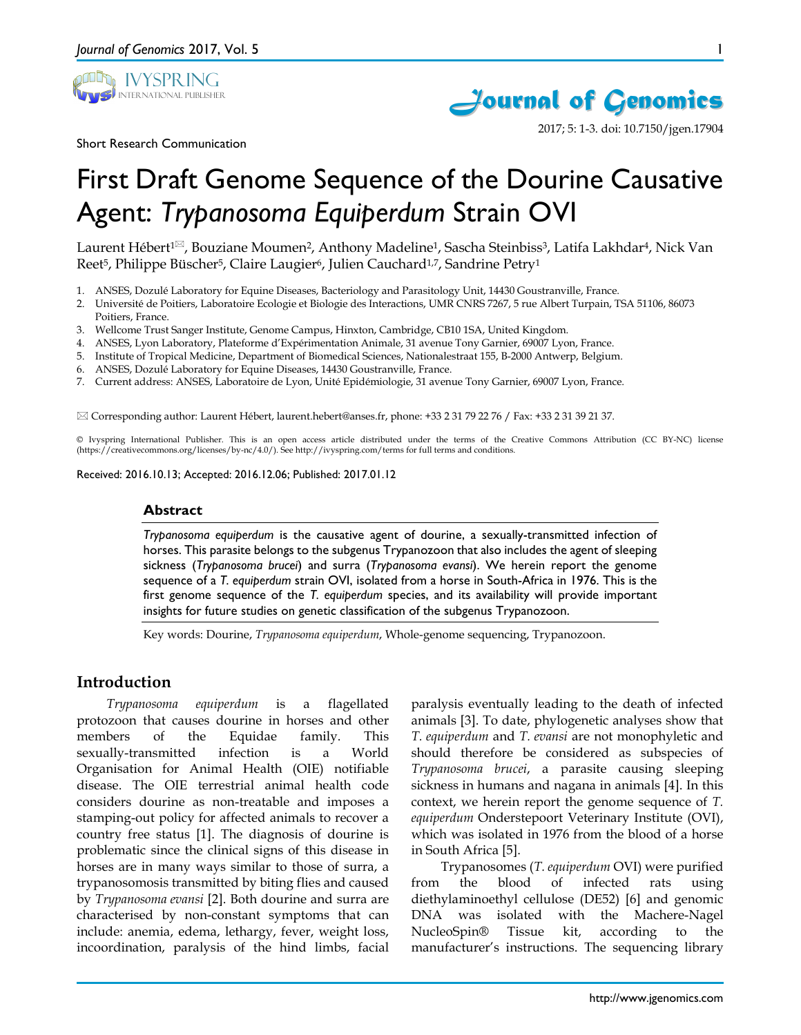Short Research Communication

# First Draft Genome Sequence of the Dourine Causative Agent: *Trypanosoma Equiperdum* Strain OVI

Laurent Hébert[1✉], Bouziane Moumen[2], Anthony Madeline[1], Sascha Steinbiss[3], Latifa Lakhdar[4], Nick Van Reet[5], Philippe Büscher[5], Claire Laugier[6], Julien Cauchard[1,7], Sandrine Petry[1]

1. ANSES, Dozulé Laboratory for Equine Diseases, Bacteriology and Parasitology Unit, 14430 Goustranville, France.
2. Université de Poitiers, Laboratoire Ecologie et Biologie des Interactions, UMR CNRS 7267, 5 rue Albert Turpain, TSA 51106, 86073 Poitiers, France.
3. Wellcome Trust Sanger Institute, Genome Campus, Hinxton, Cambridge, CB10 1SA, United Kingdom.
4. ANSES, Lyon Laboratory, Plateforme d'Expérimentation Animale, 31 avenue Tony Garnier, 69007 Lyon, France.
5. Institute of Tropical Medicine, Department of Biomedical Sciences, Nationalestraat 155, B-2000 Antwerp, Belgium.
6. ANSES, Dozulé Laboratory for Equine Diseases, 14430 Goustranville, France.
7. Current address: ANSES, Laboratoire de Lyon, Unité Epidémiologie, 31 avenue Tony Garnier, 69007 Lyon, France.

✉ Corresponding author: Laurent Hébert, laurent.hebert@anses.fr, phone: +33 2 31 79 22 76 / Fax: +33 2 31 39 21 37.

© Ivyspring International Publisher. This is an open access article distributed under the terms of the Creative Commons Attribution (CC BY-NC) license (https://creativecommons.org/licenses/by-nc/4.0/). See http://ivyspring.com/terms for full terms and conditions.

Received: 2016.10.13; Accepted: 2016.12.06; Published: 2017.01.12

## Abstract

*Trypanosoma equiperdum* is the causative agent of dourine, a sexually-transmitted infection of horses. This parasite belongs to the subgenus Trypanozoon that also includes the agent of sleeping sickness (*Trypanosoma brucei*) and surra (*Trypanosoma evansi*). We herein report the genome sequence of a *T. equiperdum* strain OVI, isolated from a horse in South-Africa in 1976. This is the first genome sequence of the *T. equiperdum* species, and its availability will provide important insights for future studies on genetic classification of the subgenus Trypanozoon.

Key words: Dourine, *Trypanosoma equiperdum*, Whole-genome sequencing, Trypanozoon.

## Introduction

*Trypanosoma equiperdum* is a flagellated protozoon that causes dourine in horses and other members of the Equidae family. This sexually-transmitted infection is a World Organisation for Animal Health (OIE) notifiable disease. The OIE terrestrial animal health code considers dourine as non-treatable and imposes a stamping-out policy for affected animals to recover a country free status [1]. The diagnosis of dourine is problematic since the clinical signs of this disease in horses are in many ways similar to those of surra, a trypanosomosis transmitted by biting flies and caused by *Trypanosoma evansi* [2]. Both dourine and surra are characterised by non-constant symptoms that can include: anemia, edema, lethargy, fever, weight loss, incoordination, paralysis of the hind limbs, facial paralysis eventually leading to the death of infected animals [3]. To date, phylogenetic analyses show that *T. equiperdum* and *T. evansi* are not monophyletic and should therefore be considered as subspecies of *Trypanosoma brucei*, a parasite causing sleeping sickness in humans and nagana in animals [4]. In this context, we herein report the genome sequence of *T. equiperdum* Onderstepoort Veterinary Institute (OVI), which was isolated in 1976 from the blood of a horse in South Africa [5].

Trypanosomes (*T. equiperdum* OVI) were purified from the blood of infected rats using diethylaminoethyl cellulose (DE52) [6] and genomic DNA was isolated with the Machere-Nagel NucleoSpin® Tissue kit, according to the manufacturer's instructions. The sequencing library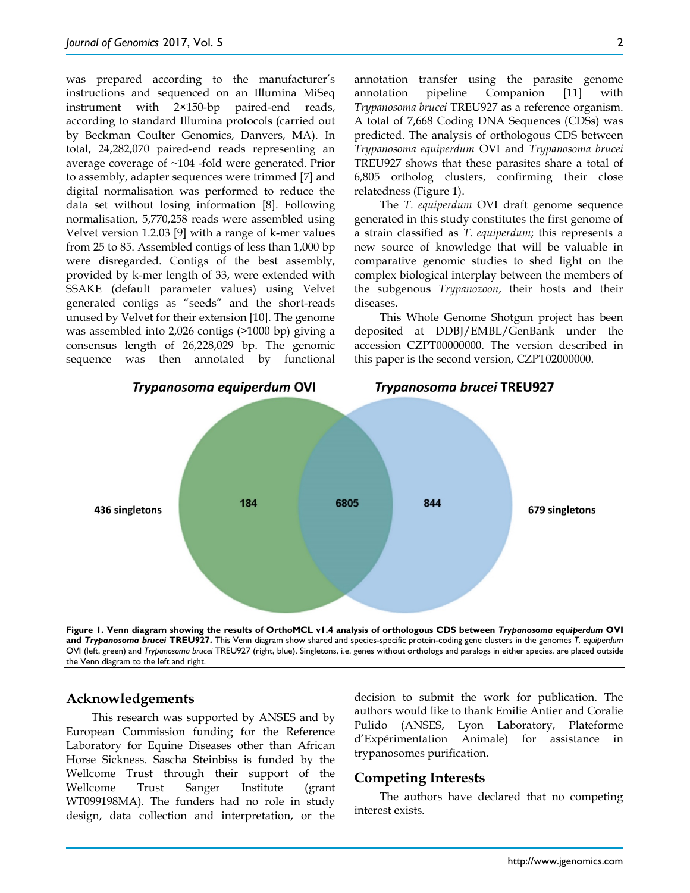was prepared according to the manufacturer's instructions and sequenced on an Illumina MiSeq instrument with 2×150-bp paired-end reads, according to standard Illumina protocols (carried out by Beckman Coulter Genomics, Danvers, MA). In total, 24,282,070 paired-end reads representing an average coverage of ~104 -fold were generated. Prior to assembly, adapter sequences were trimmed [7] and digital normalisation was performed to reduce the data set without losing information [8]. Following normalisation, 5,770,258 reads were assembled using Velvet version 1.2.03 [9] with a range of k-mer values from 25 to 85. Assembled contigs of less than 1,000 bp were disregarded. Contigs of the best assembly, provided by k-mer length of 33, were extended with SSAKE (default parameter values) using Velvet generated contigs as "seeds" and the short-reads unused by Velvet for their extension [10]. The genome was assembled into 2,026 contigs (>1000 bp) giving a consensus length of 26,228,029 bp. The genomic sequence was then annotated by functional annotation transfer using the parasite genome annotation pipeline Companion [11] with *Trypanosoma brucei* TREU927 as a reference organism. A total of 7,668 Coding DNA Sequences (CDSs) was predicted. The analysis of orthologous CDS between *Trypanosoma equiperdum* OVI and *Trypanosoma brucei* TREU927 shows that these parasites share a total of 6,805 ortholog clusters, confirming their close relatedness (Figure 1).

The *T. equiperdum* OVI draft genome sequence generated in this study constitutes the first genome of a strain classified as *T. equiperdum*; this represents a new source of knowledge that will be valuable in comparative genomic studies to shed light on the complex biological interplay between the members of the subgenous *Trypanozoon*, their hosts and their diseases.

This Whole Genome Shotgun project has been deposited at DDBJ/EMBL/GenBank under the accession CZPT00000000. The version described in this paper is the second version, CZPT02000000.

**Figure 1. Venn diagram showing the results of OrthoMCL v1.4 analysis of orthologous CDS between *Trypanosoma equiperdum* OVI and *Trypanosoma brucei* TREU927.** This Venn diagram show shared and species-specific protein-coding gene clusters in the genomes *T. equiperdum* OVI (left, green) and *Trypanosoma brucei* TREU927 (right, blue). Singletons, i.e. genes without orthologs and paralogs in either species, are placed outside the Venn diagram to the left and right.

## Acknowledgements

This research was supported by ANSES and by European Commission funding for the Reference Laboratory for Equine Diseases other than African Horse Sickness. Sascha Steinbiss is funded by the Wellcome Trust through their support of the Wellcome Trust Sanger Institute (grant WT099198MA). The funders had no role in study design, data collection and interpretation, or the decision to submit the work for publication. The authors would like to thank Emilie Antier and Coralie Pulido (ANSES, Lyon Laboratory, Plateforme d'Expérimentation Animale) for assistance in trypanosomes purification.

## Competing Interests

The authors have declared that no competing interest exists.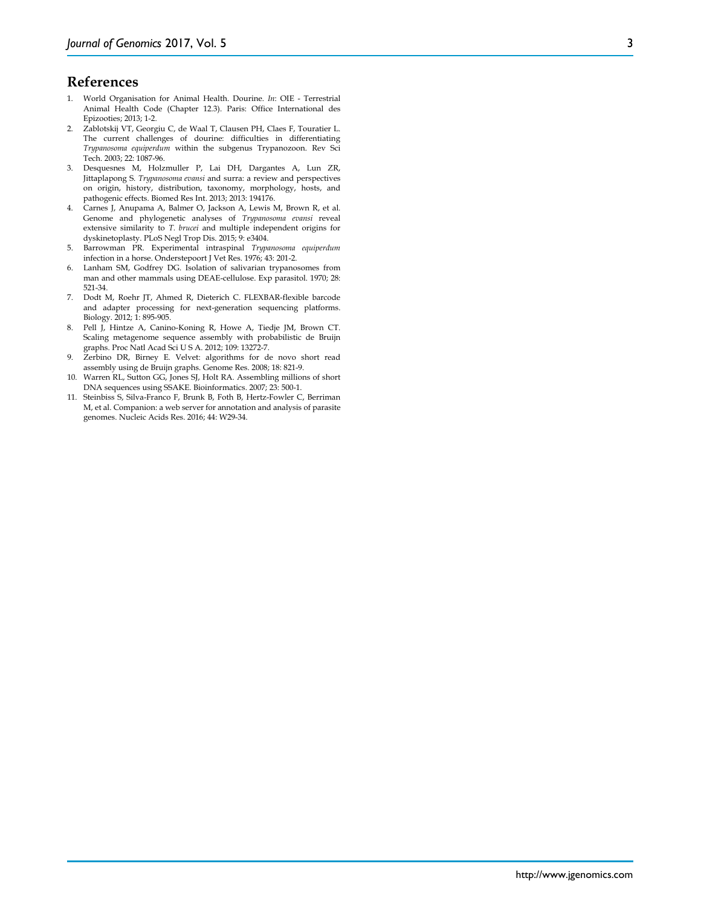## References

1. World Organisation for Animal Health. Dourine. *In*: OIE - Terrestrial Animal Health Code (Chapter 12.3). Paris: Office International des Epizooties; 2013; 1-2.
2. Zablotskij VT, Georgiu C, de Waal T, Clausen PH, Claes F, Touratier L. The current challenges of dourine: difficulties in differentiating *Trypanosoma equiperdum* within the subgenus Trypanozoon. Rev Sci Tech. 2003; 22: 1087-96.
3. Desquesnes M, Holzmuller P, Lai DH, Dargantes A, Lun ZR, Jittaplapong S. *Trypanosoma evansi* and surra: a review and perspectives on origin, history, distribution, taxonomy, morphology, hosts, and pathogenic effects. Biomed Res Int. 2013; 2013: 194176.
4. Carnes J, Anupama A, Balmer O, Jackson A, Lewis M, Brown R, et al. Genome and phylogenetic analyses of *Trypanosoma evansi* reveal extensive similarity to *T. brucei* and multiple independent origins for dyskinetoplasty. PLoS Negl Trop Dis. 2015; 9: e3404.
5. Barrowman PR. Experimental intraspinal *Trypanosoma equiperdum* infection in a horse. Onderstepoort J Vet Res. 1976; 43: 201-2.
6. Lanham SM, Godfrey DG. Isolation of salivarian trypanosomes from man and other mammals using DEAE-cellulose. Exp parasitol. 1970; 28: 521-34.
7. Dodt M, Roehr JT, Ahmed R, Dieterich C. FLEXBAR-flexible barcode and adapter processing for next-generation sequencing platforms. Biology. 2012; 1: 895-905.
8. Pell J, Hintze A, Canino-Koning R, Howe A, Tiedje JM, Brown CT. Scaling metagenome sequence assembly with probabilistic de Bruijn graphs. Proc Natl Acad Sci U S A. 2012; 109: 13272-7.
9. Zerbino DR, Birney E. Velvet: algorithms for de novo short read assembly using de Bruijn graphs. Genome Res. 2008; 18: 821-9.
10. Warren RL, Sutton GG, Jones SJ, Holt RA. Assembling millions of short DNA sequences using SSAKE. Bioinformatics. 2007; 23: 500-1.
11. Steinbiss S, Silva-Franco F, Brunk B, Foth B, Hertz-Fowler C, Berriman M, et al. Companion: a web server for annotation and analysis of parasite genomes. Nucleic Acids Res. 2016; 44: W29-34.